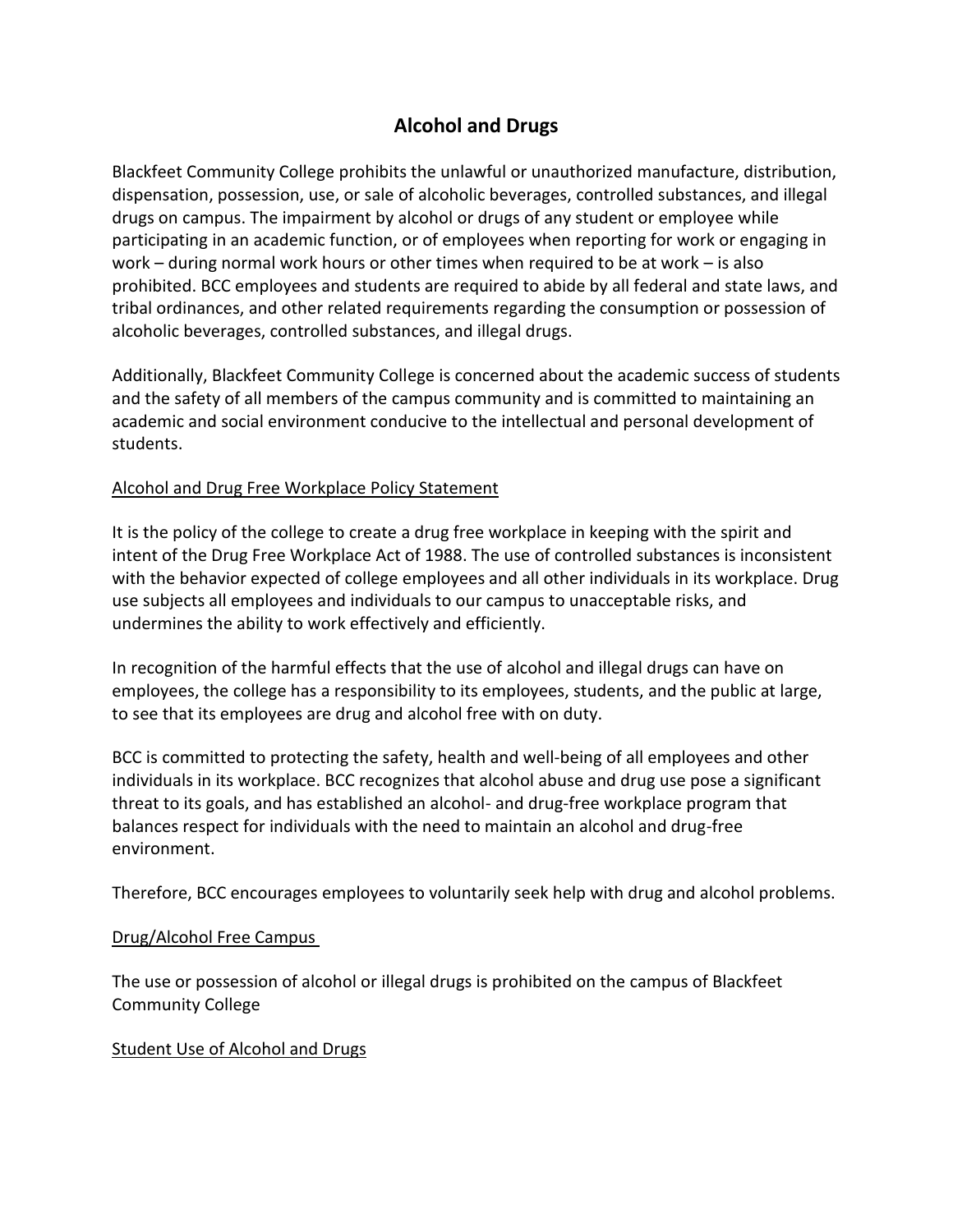# Alcohol and Drugs

Blackfeet Community College prohibits the unlawful or unauthorized manufacture, distribution, dispensation, possession, use, or sale of alcoholic beverages, controlled substances, and illegal drugs on campus. The impairment by alcohol or drugs of any student or employee while participating in an academic function, or of employees when reporting for work or engaging in work – during normal work hours or other times when required to be at work – is also prohibited. BCC employees and students are required to abide by all federal and state laws, and tribal ordinances, and other related requirements regarding the consumption or possession of alcoholic beverages, controlled substances, and illegal drugs.

Additionally, Blackfeet Community College is concerned about the academic success of students and the safety of all members of the campus community and is committed to maintaining an academic and social environment conducive to the intellectual and personal development of students.

<u>Alcohol and Drug Free Workplace Policy Statement</u>

It is the policy of the college to create a drug free workplace in keeping with the spirit and intent of the Drug Free Workplace Act of 1988. The use of controlled substances is inconsistent with the behavior expected of college employees and all other individuals in its workplace. Drug use subjects all employees and individuals to our campus to unacceptable risks, and undermines the ability to work effectively and efficiently.

In recognition of the harmful effects that the use of alcohol and illegal drugs can have on employees, the college has a responsibility to its employees, students, and the public at large, to see that its employees are drug and alcohol free with on duty.

BCC is committed to protecting the safety, health and well-being of all employees and other individuals in its workplace. BCC recognizes that alcohol abuse and drug use pose a significant threat to its goals, and has established an alcohol- and drug-free workplace program that balances respect for individuals with the need to maintain an alcohol and drug-free environment.

Therefore, BCC encourages employees to voluntarily seek help with drug and alcohol problems.

<u>Drug/Alcohol Free Campus</u>

The use or possession of alcohol or illegal drugs is prohibited on the campus of Blackfeet Community College

<u>Student Use of Alcohol and Drugs</u>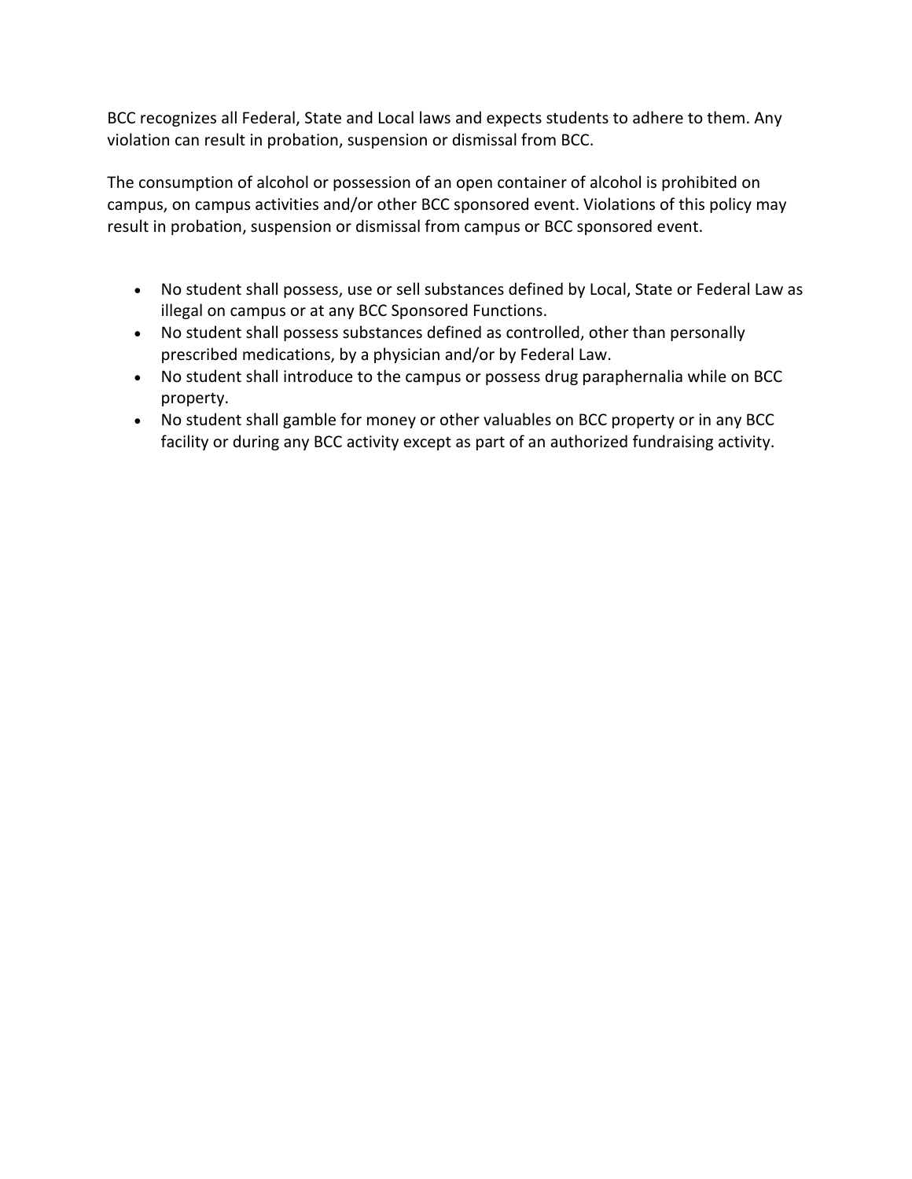BCC recognizes all Federal, State and Local laws and expects students to adhere to them. Any violation can result in probation, suspension or dismissal from BCC.

The consumption of alcohol or possession of an open container of alcohol is prohibited on campus, on campus activities and/or other BCC sponsored event. Violations of this policy may result in probation, suspension or dismissal from campus or BCC sponsored event.

- No student shall possess, use or sell substances defined by Local, State or Federal Law as illegal on campus or at any BCC Sponsored Functions.
- No student shall possess substances defined as controlled, other than personally prescribed medications, by a physician and/or by Federal Law.
- No student shall introduce to the campus or possess drug paraphernalia while on BCC property.
- No student shall gamble for money or other valuables on BCC property or in any BCC facility or during any BCC activity except as part of an authorized fundraising activity.